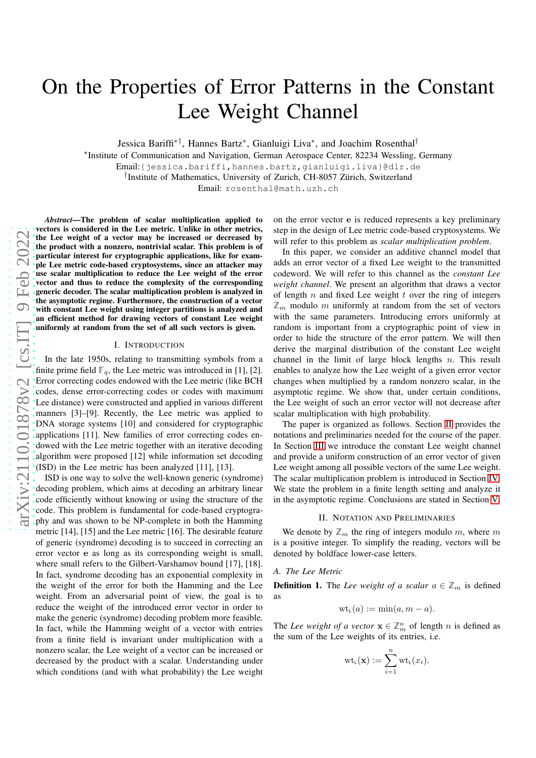# On the Properties of Error Patterns in the Constant Lee Weight Channel

Jessica Bariffi*†, Hannes Bartz*, Gianluigi Liva*, and Joachim Rosenthal†

*Institute of Communication and Navigation, German Aerospace Center, 82234 Wessling, Germany

Email:{jessica.bariffi,hannes.bartz,gianluigi.liva}@dlr.de

†Institute of Mathematics, University of Zurich, CH-8057 Zürich, Switzerland

Email: rosenthal@math.uzh.ch

***Abstract*—The problem of scalar multiplication applied to vectors is considered in the Lee metric. Unlike in other metrics, the Lee weight of a vector may be increased or decreased by the product with a nonzero, nontrivial scalar. This problem is of particular interest for cryptographic applications, like for example Lee metric code-based cryptosystems, since an attacker may use scalar multiplication to reduce the Lee weight of the error vector and thus to reduce the complexity of the corresponding generic decoder. The scalar multiplication problem is analyzed in the asymptotic regime. Furthermore, the construction of a vector with constant Lee weight using integer partitions is analyzed and an efficient method for drawing vectors of constant Lee weight uniformly at random from the set of all such vectors is given.**

## I. Introduction

In the late 1950s, relating to transmitting symbols from a finite prime field $\mathbb{F}_q$, the Lee metric was introduced in [1], [2]. Error correcting codes endowed with the Lee metric (like BCH codes, dense error-correcting codes or codes with maximum Lee distance) were constructed and applied in various different manners [3]–[9]. Recently, the Lee metric was applied to DNA storage systems [10] and considered for cryptographic applications [11]. New families of error correcting codes endowed with the Lee metric together with an iterative decoding algorithm were proposed [12] while information set decoding (ISD) in the Lee metric has been analyzed [11], [13].

ISD is one way to solve the well-known generic (syndrome) decoding problem, which aims at decoding an arbitrary linear code efficiently without knowing or using the structure of the code. This problem is fundamental for code-based cryptography and was shown to be NP-complete in both the Hamming metric [14], [15] and the Lee metric [16]. The desirable feature of generic (syndrome) decoding is to succeed in correcting an error vector $\mathbf{e}$ as long as its corresponding weight is small, where small refers to the Gilbert-Varshamov bound [17], [18]. In fact, syndrome decoding has an exponential complexity in the weight of the error for both the Hamming and the Lee weight. From an adversarial point of view, the goal is to reduce the weight of the introduced error vector in order to make the generic (syndrome) decoding problem more feasible. In fact, while the Hamming weight of a vector with entries from a finite field is invariant under multiplication with a nonzero scalar, the Lee weight of a vector can be increased or decreased by the product with a scalar. Understanding under which conditions (and with what probability) the Lee weight on the error vector $\mathbf{e}$ is reduced represents a key preliminary step in the design of Lee metric code-based cryptosystems. We will refer to this problem as *scalar multiplication problem*.

In this paper, we consider an additive channel model that adds an error vector of a fixed Lee weight to the transmitted codeword. We will refer to this channel as the *constant Lee weight channel*. We present an algorithm that draws a vector of length $n$ and fixed Lee weight $t$ over the ring of integers $\mathbb{Z}_m$ modulo $m$ uniformly at random from the set of vectors with the same parameters. Introducing errors uniformly at random is important from a cryptographic point of view in order to hide the structure of the error pattern. We will then derive the marginal distribution of the constant Lee weight channel in the limit of large block lengths $n$. This result enables to analyze how the Lee weight of a given error vector changes when multiplied by a random nonzero scalar, in the asymptotic regime. We show that, under certain conditions, the Lee weight of such an error vector will not decrease after scalar multiplication with high probability.

The paper is organized as follows. Section II provides the notations and preliminaries needed for the course of the paper. In Section III we introduce the constant Lee weight channel and provide a uniform construction of an error vector of given Lee weight among all possible vectors of the same Lee weight. The scalar multiplication problem is introduced in Section IV. We state the problem in a finite length setting and analyze it in the asymptotic regime. Conclusions are stated in Section V.

## II. Notation and Preliminaries

We denote by $\mathbb{Z}_m$ the ring of integers modulo $m$, where $m$ is a positive integer. To simplify the reading, vectors will be denoted by boldface lower-case letters.

### A. The Lee Metric

**Definition 1.** The *Lee weight of a scalar* $a \in \mathbb{Z}_m$ is defined as

$$\mathrm{wt}_{\mathrm{L}}(a) := \min(a, m - a).$$

The *Lee weight of a vector* $\mathbf{x} \in \mathbb{Z}_m^n$ of length $n$ is defined as the sum of the Lee weights of its entries, i.e.

$$\mathrm{wt}_{\mathrm{L}}(\mathbf{x}) := \sum_{i=1}^{n} \mathrm{wt}_{\mathrm{L}}(x_i).$$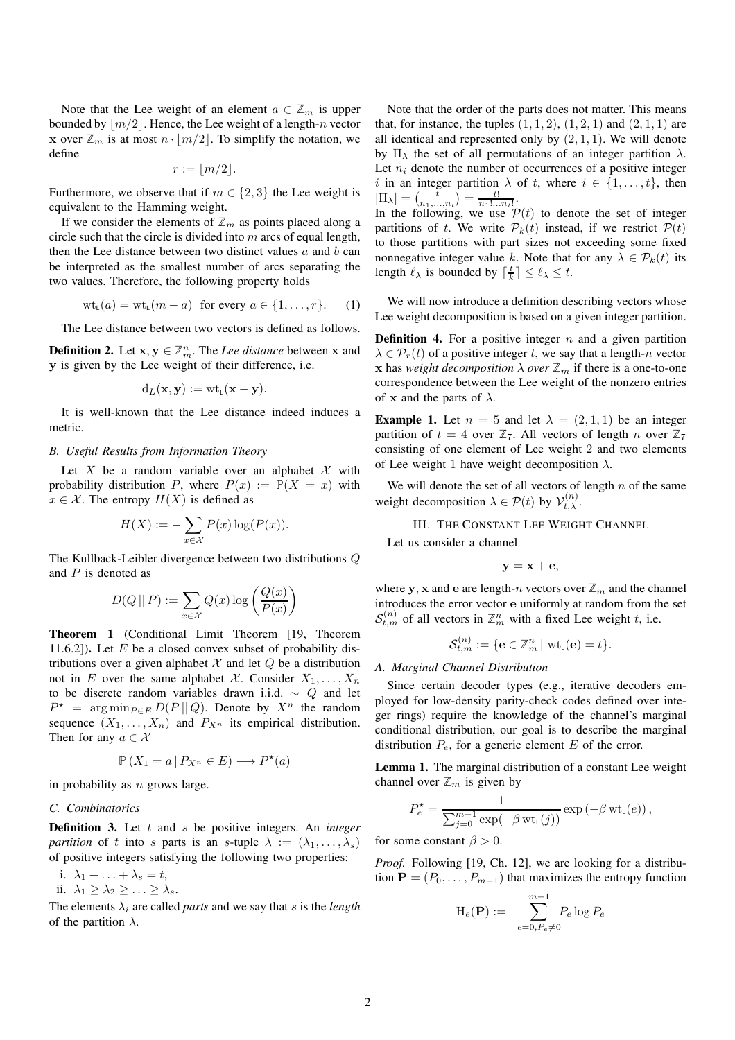Note that the Lee weight of an element $a \in \mathbb{Z}_m$ is upper bounded by $\lfloor m/2 \rfloor$. Hence, the Lee weight of a length-$n$ vector $\mathbf{x}$ over $\mathbb{Z}_m$ is at most $n \cdot \lfloor m/2 \rfloor$. To simplify the notation, we define

$$r := \lfloor m/2 \rfloor.$$

Furthermore, we observe that if $m \in \{2, 3\}$ the Lee weight is equivalent to the Hamming weight.

If we consider the elements of $\mathbb{Z}_m$ as points placed along a circle such that the circle is divided into $m$ arcs of equal length, then the Lee distance between two distinct values $a$ and $b$ can be interpreted as the smallest number of arcs separating the two values. Therefore, the following property holds

$$\mathrm{wt}_{\mathrm{L}}(a) = \mathrm{wt}_{\mathrm{L}}(m - a) \;\text{ for every } a \in \{1, \dots, r\}. \quad (1)$$

The Lee distance between two vectors is defined as follows.

**Definition 2.** Let $\mathbf{x}, \mathbf{y} \in \mathbb{Z}_m^n$. The *Lee distance* between $\mathbf{x}$ and $\mathbf{y}$ is given by the Lee weight of their difference, i.e.

$$\mathrm{d}_L(\mathbf{x}, \mathbf{y}) := \mathrm{wt}_{\mathrm{L}}(\mathbf{x} - \mathbf{y}).$$

It is well-known that the Lee distance indeed induces a metric.

### B. Useful Results from Information Theory

Let $X$ be a random variable over an alphabet $\mathcal{X}$ with probability distribution $P$, where $P(x) := \mathbb{P}(X = x)$ with $x \in \mathcal{X}$. The entropy $H(X)$ is defined as

$$H(X) := -\sum_{x \in \mathcal{X}} P(x) \log(P(x)).$$

The Kullback-Leibler divergence between two distributions $Q$ and $P$ is denoted as

$$D(Q \,||\, P) := \sum_{x \in \mathcal{X}} Q(x) \log\left(\frac{Q(x)}{P(x)}\right)$$

**Theorem 1** (Conditional Limit Theorem [19, Theorem 11.6.2])**.** Let $E$ be a closed convex subset of probability distributions over a given alphabet $\mathcal{X}$ and let $Q$ be a distribution not in $E$ over the same alphabet $\mathcal{X}$. Consider $X_1, \dots, X_n$ to be discrete random variables drawn i.i.d. $\sim Q$ and let $P^\star = \arg\min_{P \in E} D(P \,||\, Q)$. Denote by $X^n$ the random sequence $(X_1, \dots, X_n)$ and $P_{X^n}$ its empirical distribution. Then for any $a \in \mathcal{X}$

$$\mathbb{P}\left(X_1 = a \,|\, P_{X^n} \in E\right) \longrightarrow P^\star(a)$$

in probability as $n$ grows large.

### C. Combinatorics

**Definition 3.** Let $t$ and $s$ be positive integers. An *integer partition* of $t$ into $s$ parts is an $s$-tuple $\lambda := (\lambda_1, \dots, \lambda_s)$ of positive integers satisfying the following two properties:

i. $\lambda_1 + \ldots + \lambda_s = t$,
ii. $\lambda_1 \geq \lambda_2 \geq \ldots \geq \lambda_s$.

The elements $\lambda_i$ are called *parts* and we say that $s$ is the *length* of the partition $\lambda$.

Note that the order of the parts does not matter. This means that, for instance, the tuples $(1, 1, 2)$, $(1, 2, 1)$ and $(2, 1, 1)$ are all identical and represented only by $(2, 1, 1)$. We will denote by $\Pi_\lambda$ the set of all permutations of an integer partition $\lambda$. Let $n_i$ denote the number of occurrences of a positive integer $i$ in an integer partition $\lambda$ of $t$, where $i \in \{1, \dots, t\}$, then $|\Pi_\lambda| = \binom{t}{n_1, \dots, n_t} = \frac{t!}{n_1! \dots n_t!}$.
In the following, we use $\mathcal{P}(t)$ to denote the set of integer partitions of $t$. We write $\mathcal{P}_k(t)$ instead, if we restrict $\mathcal{P}(t)$ to those partitions with part sizes not exceeding some fixed nonnegative integer value $k$. Note that for any $\lambda \in \mathcal{P}_k(t)$ its length $\ell_\lambda$ is bounded by $\lceil \frac{t}{k} \rceil \leq \ell_\lambda \leq t$.

We will now introduce a definition describing vectors whose Lee weight decomposition is based on a given integer partition.

**Definition 4.** For a positive integer $n$ and a given partition $\lambda \in \mathcal{P}_r(t)$ of a positive integer $t$, we say that a length-$n$ vector $\mathbf{x}$ has *weight decomposition $\lambda$ over $\mathbb{Z}_m$* if there is a one-to-one correspondence between the Lee weight of the nonzero entries of $\mathbf{x}$ and the parts of $\lambda$.

**Example 1.** Let $n = 5$ and let $\lambda = (2, 1, 1)$ be an integer partition of $t = 4$ over $\mathbb{Z}_7$. All vectors of length $n$ over $\mathbb{Z}_7$ consisting of one element of Lee weight 2 and two elements of Lee weight 1 have weight decomposition $\lambda$.

We will denote the set of all vectors of length $n$ of the same weight decomposition $\lambda \in \mathcal{P}(t)$ by $\mathcal{V}_{t,\lambda}^{(n)}$.

## III. The Constant Lee Weight Channel

Let us consider a channel

$$\mathbf{y} = \mathbf{x} + \mathbf{e},$$

where $\mathbf{y}, \mathbf{x}$ and $\mathbf{e}$ are length-$n$ vectors over $\mathbb{Z}_m$ and the channel introduces the error vector $\mathbf{e}$ uniformly at random from the set $\mathcal{S}_{t,m}^{(n)}$ of all vectors in $\mathbb{Z}_m^n$ with a fixed Lee weight $t$, i.e.

$$\mathcal{S}_{t,m}^{(n)} := \{\mathbf{e} \in \mathbb{Z}_m^n \mid \mathrm{wt}_{\mathrm{L}}(\mathbf{e}) = t\}.$$

### A. Marginal Channel Distribution

Since certain decoder types (e.g., iterative decoders employed for low-density parity-check codes defined over integer rings) require the knowledge of the channel's marginal conditional distribution, our goal is to describe the marginal distribution $P_e$, for a generic element $E$ of the error.

**Lemma 1.** The marginal distribution of a constant Lee weight channel over $\mathbb{Z}_m$ is given by

$$P_e^\star = \frac{1}{\sum_{j=0}^{m-1} \exp(-\beta \,\mathrm{wt}_{\mathrm{L}}(j))} \exp\left(-\beta \,\mathrm{wt}_{\mathrm{L}}(e)\right),$$

for some constant $\beta > 0$.

*Proof.* Following [19, Ch. 12], we are looking for a distribution $\mathbf{P} = (P_0, \dots, P_{m-1})$ that maximizes the entropy function

$$\mathrm{H}_e(\mathbf{P}) := -\sum_{e=0, P_e \neq 0}^{m-1} P_e \log P_e$$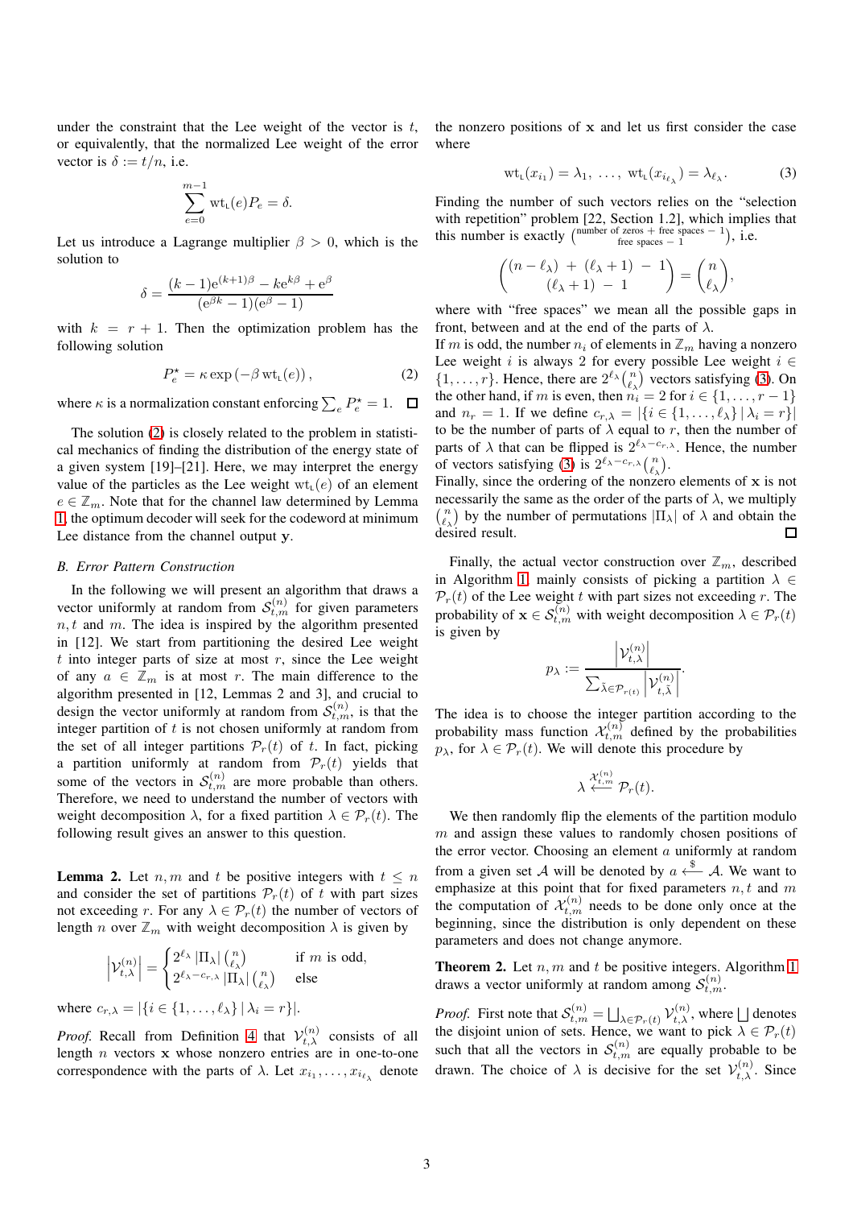under the constraint that the Lee weight of the vector is $t$, or equivalently, that the normalized Lee weight of the error vector is $\delta := t/n$, i.e.

$$\sum_{e=0}^{m-1} \mathrm{wt}_{\mathrm{L}}(e) P_e = \delta.$$

Let us introduce a Lagrange multiplier $\beta > 0$, which is the solution to

$$\delta = \frac{(k-1)\mathrm{e}^{(k+1)\beta} - k\mathrm{e}^{k\beta} + \mathrm{e}^{\beta}}{(\mathrm{e}^{\beta k} - 1)(\mathrm{e}^{\beta} - 1)}$$

with $k = r + 1$. Then the optimization problem has the following solution

$$P_e^\star = \kappa \exp\left(-\beta \, \mathrm{wt}_{\mathrm{L}}(e)\right), \tag{2}$$

where $\kappa$ is a normalization constant enforcing $\sum_e P_e^\star = 1$. $\square$

The solution (2) is closely related to the problem in statistical mechanics of finding the distribution of the energy state of a given system [19]–[21]. Here, we may interpret the energy value of the particles as the Lee weight $\mathrm{wt}_{\mathrm{L}}(e)$ of an element $e \in \mathbb{Z}_m$. Note that for the channel law determined by Lemma 1, the optimum decoder will seek for the codeword at minimum Lee distance from the channel output $\mathbf{y}$.

### B. Error Pattern Construction

In the following we will present an algorithm that draws a vector uniformly at random from $\mathcal{S}_{t,m}^{(n)}$ for given parameters $n, t$ and $m$. The idea is inspired by the algorithm presented in [12]. We start from partitioning the desired Lee weight $t$ into integer parts of size at most $r$, since the Lee weight of any $a \in \mathbb{Z}_m$ is at most $r$. The main difference to the algorithm presented in [12, Lemmas 2 and 3], and crucial to design the vector uniformly at random from $\mathcal{S}_{t,m}^{(n)}$, is that the integer partition of $t$ is not chosen uniformly at random from the set of all integer partitions $\mathcal{P}_r(t)$ of $t$. In fact, picking a partition uniformly at random from $\mathcal{P}_r(t)$ yields that some of the vectors in $\mathcal{S}_{t,m}^{(n)}$ are more probable than others. Therefore, we need to understand the number of vectors with weight decomposition $\lambda$, for a fixed partition $\lambda \in \mathcal{P}_r(t)$. The following result gives an answer to this question.

**Lemma 2.** Let $n, m$ and $t$ be positive integers with $t \leq n$ and consider the set of partitions $\mathcal{P}_r(t)$ of $t$ with part sizes not exceeding $r$. For any $\lambda \in \mathcal{P}_r(t)$ the number of vectors of length $n$ over $\mathbb{Z}_m$ with weight decomposition $\lambda$ is given by

$$\left|\mathcal{V}_{t,\lambda}^{(n)}\right| = \begin{cases} 2^{\ell_\lambda} |\Pi_\lambda| \binom{n}{\ell_\lambda} & \text{if } m \text{ is odd,} \\ 2^{\ell_\lambda - c_{r,\lambda}} |\Pi_\lambda| \binom{n}{\ell_\lambda} & \text{else} \end{cases}$$

where $c_{r,\lambda} = |\{i \in \{1, \ldots, \ell_\lambda\} \mid \lambda_i = r\}|$.

*Proof.* Recall from Definition 4 that $\mathcal{V}_{t,\lambda}^{(n)}$ consists of all length $n$ vectors $\mathbf{x}$ whose nonzero entries are in one-to-one correspondence with the parts of $\lambda$. Let $x_{i_1}, \ldots, x_{i_{\ell_\lambda}}$ denote the nonzero positions of $\mathbf{x}$ and let us first consider the case where

$$\mathrm{wt}_{\mathrm{L}}(x_{i_1}) = \lambda_1, \; \ldots, \; \mathrm{wt}_{\mathrm{L}}(x_{i_{\ell_\lambda}}) = \lambda_{\ell_\lambda}. \tag{3}$$

Finding the number of such vectors relies on the "selection with repetition" problem [22, Section 1.2], which implies that this number is exactly $\binom{\text{number of zeros + free spaces} - 1}{\text{free spaces} - 1}$, i.e.

$$\binom{(n - \ell_\lambda) + (\ell_\lambda + 1) - 1}{(\ell_\lambda + 1) - 1} = \binom{n}{\ell_\lambda},$$

where with "free spaces" we mean all the possible gaps in front, between and at the end of the parts of $\lambda$.

If $m$ is odd, the number $n_i$ of elements in $\mathbb{Z}_m$ having a nonzero Lee weight $i$ is always 2 for every possible Lee weight $i \in \{1, \ldots, r\}$. Hence, there are $2^{\ell_\lambda}\binom{n}{\ell_\lambda}$ vectors satisfying (3). On the other hand, if $m$ is even, then $n_i = 2$ for $i \in \{1, \ldots, r-1\}$ and $n_r = 1$. If we define $c_{r,\lambda} = |\{i \in \{1, \ldots, \ell_\lambda\} \mid \lambda_i = r\}|$ to be the number of parts of $\lambda$ equal to $r$, then the number of parts of $\lambda$ that can be flipped is $2^{\ell_\lambda - c_{r,\lambda}}$. Hence, the number of vectors satisfying (3) is $2^{\ell_\lambda - c_{r,\lambda}}\binom{n}{\ell_\lambda}$.

Finally, since the ordering of the nonzero elements of $\mathbf{x}$ is not necessarily the same as the order of the parts of $\lambda$, we multiply $\binom{n}{\ell_\lambda}$ by the number of permutations $|\Pi_\lambda|$ of $\lambda$ and obtain the desired result. $\square$

Finally, the actual vector construction over $\mathbb{Z}_m$, described in Algorithm 1, mainly consists of picking a partition $\lambda \in \mathcal{P}_r(t)$ of the Lee weight $t$ with part sizes not exceeding $r$. The probability of $\mathbf{x} \in \mathcal{S}_{t,m}^{(n)}$ with weight decomposition $\lambda \in \mathcal{P}_r(t)$ is given by

$$p_\lambda := \frac{\left|\mathcal{V}_{t,\lambda}^{(n)}\right|}{\sum_{\tilde{\lambda} \in \mathcal{P}_{r}(t)} \left|\mathcal{V}_{t,\tilde{\lambda}}^{(n)}\right|}.$$

The idea is to choose the integer partition according to the probability mass function $\mathcal{X}_{t,m}^{(n)}$ defined by the probabilities $p_\lambda$, for $\lambda \in \mathcal{P}_r(t)$. We will denote this procedure by

$$\lambda \xleftarrow{\mathcal{X}_{t,m}^{(n)}} \mathcal{P}_r(t).$$

We then randomly flip the elements of the partition modulo $m$ and assign these values to randomly chosen positions of the error vector. Choosing an element $a$ uniformly at random from a given set $\mathcal{A}$ will be denoted by $a \xleftarrow{\$} \mathcal{A}$. We want to emphasize at this point that for fixed parameters $n, t$ and $m$ the computation of $\mathcal{X}_{t,m}^{(n)}$ needs to be done only once at the beginning, since the distribution is only dependent on these parameters and does not change anymore.

**Theorem 2.** Let $n, m$ and $t$ be positive integers. Algorithm 1 draws a vector uniformly at random among $\mathcal{S}_{t,m}^{(n)}$.

*Proof.* First note that $\mathcal{S}_{t,m}^{(n)} = \bigsqcup_{\lambda \in \mathcal{P}_r(t)} \mathcal{V}_{t,\lambda}^{(n)}$, where $\bigsqcup$ denotes the disjoint union of sets. Hence, we want to pick $\lambda \in \mathcal{P}_r(t)$ such that all the vectors in $\mathcal{S}_{t,m}^{(n)}$ are equally probable to be drawn. The choice of $\lambda$ is decisive for the set $\mathcal{V}_{t,\lambda}^{(n)}$. Since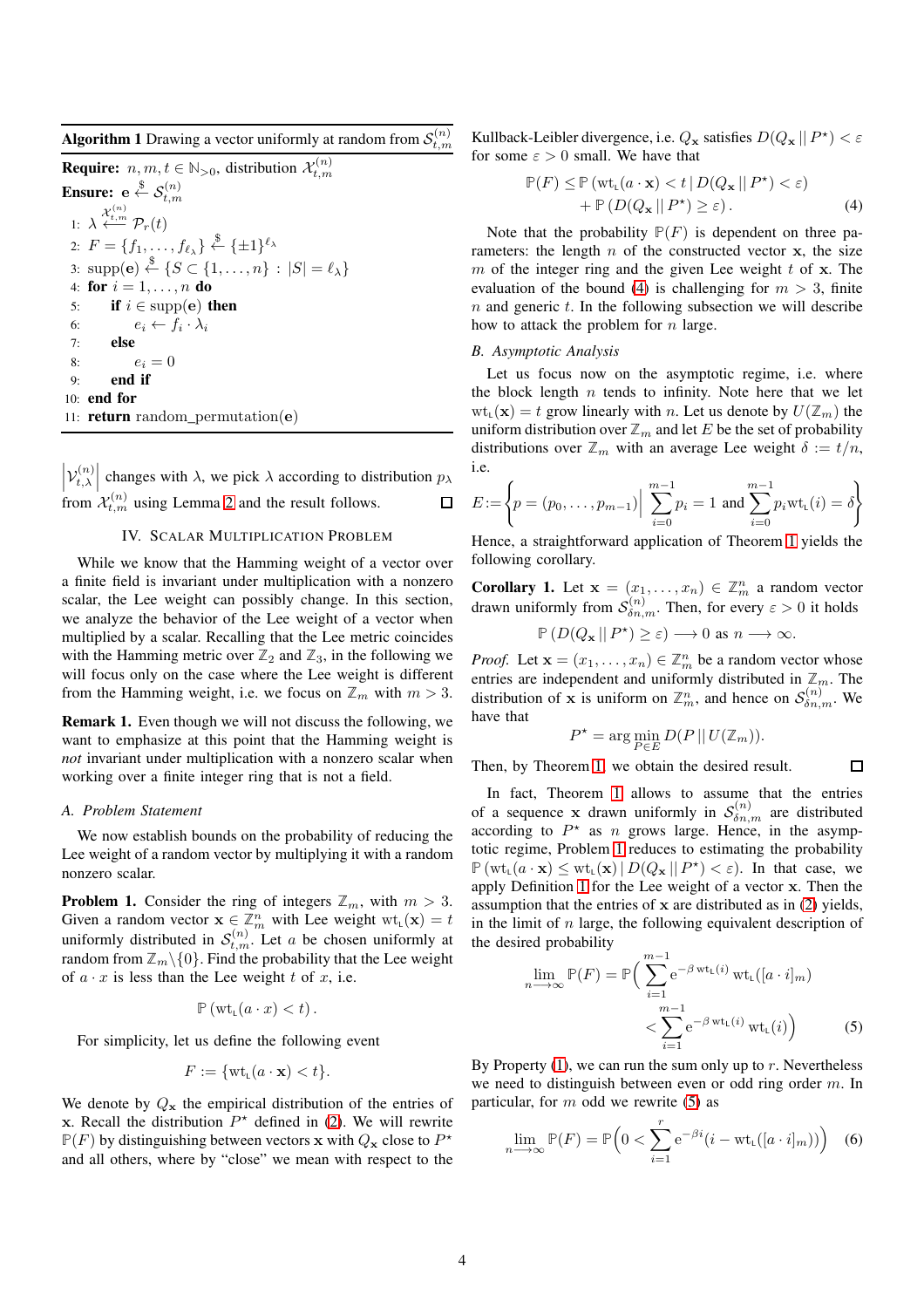**Algorithm 1** Drawing a vector uniformly at random from $\mathcal{S}_{t,m}^{(n)}$

**Require:** $n, m, t \in \mathbb{N}_{>0}$, distribution $\mathcal{X}_{t,m}^{(n)}$

**Ensure:** $\mathbf{e} \xleftarrow{\$} \mathcal{S}_{t,m}^{(n)}$

```
1:  λ ←(X_{t,m}^{(n)}) P_r(t)
2:  F = {f_1, ..., f_{ℓ_λ}} ←$ {±1}^{ℓ_λ}
3:  supp(e) ←$ {S ⊂ {1,...,n} : |S| = ℓ_λ}
4:  for i = 1,...,n do
5:      if i ∈ supp(e) then
6:          e_i ← f_i · λ_i
7:      else
8:          e_i = 0
9:      end if
10: end for
11: return random_permutation(e)
```

$\left|\mathcal{V}_{t,\lambda}^{(n)}\right|$ changes with $\lambda$, we pick $\lambda$ according to distribution $p_\lambda$ from $\mathcal{X}_{t,m}^{(n)}$ using Lemma 2 and the result follows. □

## IV. Scalar Multiplication Problem

While we know that the Hamming weight of a vector over a finite field is invariant under multiplication with a nonzero scalar, the Lee weight can possibly change. In this section, we analyze the behavior of the Lee weight of a vector when multiplied by a scalar. Recalling that the Lee metric coincides with the Hamming metric over $\mathbb{Z}_2$ and $\mathbb{Z}_3$, in the following we will focus only on the case where the Lee weight is different from the Hamming weight, i.e. we focus on $\mathbb{Z}_m$ with $m > 3$.

**Remark 1.** Even though we will not discuss the following, we want to emphasize at this point that the Hamming weight is *not* invariant under multiplication with a nonzero scalar when working over a finite integer ring that is not a field.

### A. Problem Statement

We now establish bounds on the probability of reducing the Lee weight of a random vector by multiplying it with a random nonzero scalar.

**Problem 1.** Consider the ring of integers $\mathbb{Z}_m$, with $m > 3$. Given a random vector $\mathbf{x} \in \mathbb{Z}_m^n$ with Lee weight $\mathrm{wt}_\mathrm{L}(\mathbf{x}) = t$ uniformly distributed in $\mathcal{S}_{t,m}^{(n)}$. Let $a$ be chosen uniformly at random from $\mathbb{Z}_m\backslash\{0\}$. Find the probability that the Lee weight of $a \cdot x$ is less than the Lee weight $t$ of $x$, i.e.

$$\mathbb{P}\left(\mathrm{wt}_\mathrm{L}(a \cdot x) < t\right).$$

For simplicity, let us define the following event

$$F := \{\mathrm{wt}_\mathrm{L}(a \cdot \mathbf{x}) < t\}.$$

We denote by $Q_\mathbf{x}$ the empirical distribution of the entries of $\mathbf{x}$. Recall the distribution $P^\star$ defined in (2). We will rewrite $\mathbb{P}(F)$ by distinguishing between vectors $\mathbf{x}$ with $Q_\mathbf{x}$ close to $P^\star$ and all others, where by "close" we mean with respect to the Kullback-Leibler divergence, i.e. $Q_\mathbf{x}$ satisfies $D(Q_\mathbf{x} \,||\, P^\star) < \varepsilon$ for some $\varepsilon > 0$ small. We have that

$$\mathbb{P}(F) \leq \mathbb{P}\left(\mathrm{wt}_\mathrm{L}(a \cdot \mathbf{x}) < t \,|\, D(Q_\mathbf{x} \,||\, P^\star) < \varepsilon\right) + \mathbb{P}\left(D(Q_\mathbf{x} \,||\, P^\star) \geq \varepsilon\right). \tag{4}$$

Note that the probability $\mathbb{P}(F)$ is dependent on three parameters: the length $n$ of the constructed vector $\mathbf{x}$, the size $m$ of the integer ring and the given Lee weight $t$ of $\mathbf{x}$. The evaluation of the bound (4) is challenging for $m > 3$, finite $n$ and generic $t$. In the following subsection we will describe how to attack the problem for $n$ large.

### B. Asymptotic Analysis

Let us focus now on the asymptotic regime, i.e. where the block length $n$ tends to infinity. Note here that we let $\mathrm{wt}_\mathrm{L}(\mathbf{x}) = t$ grow linearly with $n$. Let us denote by $U(\mathbb{Z}_m)$ the uniform distribution over $\mathbb{Z}_m$ and let $E$ be the set of probability distributions over $\mathbb{Z}_m$ with an average Lee weight $\delta := t/n$, i.e.

$$E := \left\{ p = (p_0, \ldots, p_{m-1}) \middle| \sum_{i=0}^{m-1} p_i = 1 \text{ and } \sum_{i=0}^{m-1} p_i \mathrm{wt}_\mathrm{L}(i) = \delta \right\}$$

Hence, a straightforward application of Theorem 1 yields the following corollary.

**Corollary 1.** Let $\mathbf{x} = (x_1, \ldots, x_n) \in \mathbb{Z}_m^n$ a random vector drawn uniformly from $\mathcal{S}_{\delta n,m}^{(n)}$. Then, for every $\varepsilon > 0$ it holds

$$\mathbb{P}\left(D(Q_\mathbf{x} \,||\, P^\star) \geq \varepsilon\right) \longrightarrow 0 \text{ as } n \longrightarrow \infty.$$

*Proof.* Let $\mathbf{x} = (x_1, \ldots, x_n) \in \mathbb{Z}_m^n$ be a random vector whose entries are independent and uniformly distributed in $\mathbb{Z}_m$. The distribution of $\mathbf{x}$ is uniform on $\mathbb{Z}_m^n$, and hence on $\mathcal{S}_{\delta n,m}^{(n)}$. We have that

$$P^\star = \arg\min_{P \in E} D(P \,||\, U(\mathbb{Z}_m)).$$

Then, by Theorem 1, we obtain the desired result. □

In fact, Theorem 1 allows to assume that the entries of a sequence $\mathbf{x}$ drawn uniformly in $\mathcal{S}_{\delta n,m}^{(n)}$ are distributed according to $P^\star$ as $n$ grows large. Hence, in the asymptotic regime, Problem 1 reduces to estimating the probability $\mathbb{P}\left(\mathrm{wt}_\mathrm{L}(a \cdot \mathbf{x}) \leq \mathrm{wt}_\mathrm{L}(\mathbf{x}) \,|\, D(Q_\mathbf{x} \,||\, P^\star) < \varepsilon\right)$. In that case, we apply Definition 1 for the Lee weight of a vector $\mathbf{x}$. Then the assumption that the entries of $\mathbf{x}$ are distributed as in (2) yields, in the limit of $n$ large, the following equivalent description of the desired probability

$$\lim_{n \longrightarrow \infty} \mathbb{P}(F) = \mathbb{P}\Big( \sum_{i=1}^{m-1} \mathrm{e}^{-\beta \,\mathrm{wt}_\mathrm{L}(i)} \,\mathrm{wt}_\mathrm{L}([a \cdot i]_m) < \sum_{i=1}^{m-1} \mathrm{e}^{-\beta \,\mathrm{wt}_\mathrm{L}(i)} \,\mathrm{wt}_\mathrm{L}(i) \Big) \tag{5}$$

By Property (1), we can run the sum only up to $r$. Nevertheless we need to distinguish between even or odd ring order $m$. In particular, for $m$ odd we rewrite (5) as

$$\lim_{n \longrightarrow \infty} \mathbb{P}(F) = \mathbb{P}\Big(0 < \sum_{i=1}^{r} \mathrm{e}^{-\beta i}(i - \mathrm{wt}_\mathrm{L}([a \cdot i]_m))\Big) \tag{6}$$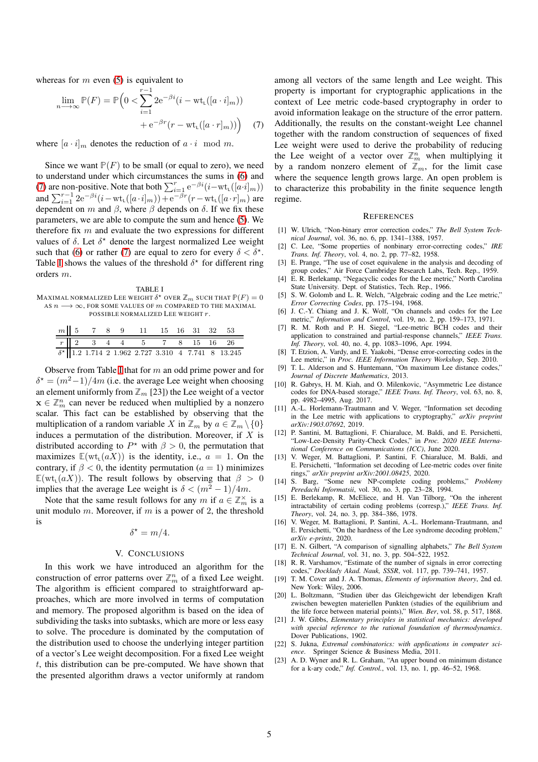whereas for $m$ even (5) is equivalent to

$$\lim_{n \longrightarrow \infty} \mathbb{P}(F) = \mathbb{P}\Big(0 < \sum_{i=1}^{r-1} 2\mathrm{e}^{-\beta i}(i - \mathrm{wt}_{\mathsf{L}}([a \cdot i]_m)) + \mathrm{e}^{-\beta r}(r - \mathrm{wt}_{\mathsf{L}}([a \cdot r]_m))\Big) \quad (7)$$

where $[a \cdot i]_m$ denotes the reduction of $a \cdot i \mod m$.

Since we want $\mathbb{P}(F)$ to be small (or equal to zero), we need to understand under which circumstances the sums in (6) and (7) are non-positive. Note that both $\sum_{i=1}^{r} \mathrm{e}^{-\beta i}(i - \mathrm{wt}_{\mathsf{L}}([a \cdot i]_m))$ and $\sum_{i=1}^{r-1} 2\mathrm{e}^{-\beta i}(i - \mathrm{wt}_{\mathsf{L}}([a \cdot i]_m)) + \mathrm{e}^{-\beta r}(r - \mathrm{wt}_{\mathsf{L}}([a \cdot r]_m)$ are dependent on $m$ and $\beta$, where $\beta$ depends on $\delta$. If we fix these parameters, we are able to compute the sum and hence (5). We therefore fix $m$ and evaluate the two expressions for different values of $\delta$. Let $\delta^\star$ denote the largest normalized Lee weight such that (6) or rather (7) are equal to zero for every $\delta < \delta^\star$. Table I shows the values of the threshold $\delta^\star$ for different ring orders $m$.

TABLE I
MAXIMAL NORMALIZED LEE WEIGHT $\delta^\star$ OVER $\mathbb{Z}_m$ SUCH THAT $\mathbb{P}(F) = 0$ AS $n \longrightarrow \infty$, FOR SOME VALUES OF $m$ COMPARED TO THE MAXIMAL POSSIBLE NORMALIZED LEE WEIGHT $r$.

| $m$ | 5 | 7 | 8 | 9 | 11 | 15 | 16 | 31 | 32 | 53 |
|---|---|---|---|---|---|---|---|---|---|---|
| $r$ | 2 | 3 | 4 | 4 | 5 | 7 | 8 | 15 | 16 | 26 |
| $\delta^\star$ | 1.2 | 1.714 | 2 | 1.962 | 2.727 | 3.310 | 4 | 7.741 | 8 | 13.245 |

Observe from Table I that for $m$ an odd prime power and for $\delta^\star = (m^2-1)/4m$ (i.e. the average Lee weight when choosing an element uniformly from $\mathbb{Z}_m$ [23]) the Lee weight of a vector $\mathbf{x} \in \mathbb{Z}_m^n$ can never be reduced when multiplied by a nonzero scalar. This fact can be established by observing that the multiplication of a random variable $X$ in $\mathbb{Z}_m$ by $a \in \mathbb{Z}_m \setminus \{0\}$ induces a permutation of the distribution. Moreover, if $X$ is distributed according to $P^\star$ with $\beta > 0$, the permutation that maximizes $\mathbb{E}(\mathrm{wt}_{\mathsf{L}}(aX))$ is the identity, i.e., $a = 1$. On the contrary, if $\beta < 0$, the identity permutation ($a = 1$) minimizes $\mathbb{E}(\mathrm{wt}_{\mathsf{L}}(aX))$. The result follows by observing that $\beta > 0$ implies that the average Lee weight is $\delta < (m^2-1)/4m$.

Note that the same result follows for any $m$ if $a \in \mathbb{Z}_m^\times$ is a unit modulo $m$. Moreover, if $m$ is a power of 2, the threshold is

$$\delta^\star = m/4.$$

## V. Conclusions

In this work we have introduced an algorithm for the construction of error patterns over $\mathbb{Z}_m^n$ of a fixed Lee weight. The algorithm is efficient compared to straightforward approaches, which are more involved in terms of computation and memory. The proposed algorithm is based on the idea of subdividing the tasks into subtasks, which are more or less easy to solve. The procedure is dominated by the computation of the distribution used to choose the underlying integer partition of a vector's Lee weight decomposition. For a fixed Lee weight $t$, this distribution can be pre-computed. We have shown that the presented algorithm draws a vector uniformly at random among all vectors of the same length and Lee weight. This property is important for cryptographic applications in the context of Lee metric code-based cryptography in order to avoid information leakage on the structure of the error pattern. Additionally, the results on the constant-weight Lee channel together with the random construction of sequences of fixed Lee weight were used to derive the probability of reducing the Lee weight of a vector over $\mathbb{Z}_m^n$ when multiplying it by a random nonzero element of $\mathbb{Z}_m$, for the limit case where the sequence length grows large. An open problem is to characterize this probability in the finite sequence length regime.

## References

[1] W. Ulrich, "Non-binary error correction codes," *The Bell System Technical Journal*, vol. 36, no. 6, pp. 1341–1388, 1957.

[2] C. Lee, "Some properties of nonbinary error-correcting codes," *IRE Trans. Inf. Theory*, vol. 4, no. 2, pp. 77–82, 1958.

[3] E. Prange, "The use of coset equivalence in the analysis and decoding of group codes," Air Force Cambridge Research Labs, Tech. Rep., 1959.

[4] E. R. Berlekamp, "Negacyclic codes for the Lee metric," North Carolina State University. Dept. of Statistics, Tech. Rep., 1966.

[5] S. W. Golomb and L. R. Welch, "Algebraic coding and the Lee metric," *Error Correcting Codes*, pp. 175–194, 1968.

[6] J. C.-Y. Chiang and J. K. Wolf, "On channels and codes for the Lee metric," *Information and Control*, vol. 19, no. 2, pp. 159–173, 1971.

[7] R. M. Roth and P. H. Siegel, "Lee-metric BCH codes and their application to constrained and partial-response channels," *IEEE Trans. Inf. Theory*, vol. 40, no. 4, pp. 1083–1096, Apr. 1994.

[8] T. Etzion, A. Vardy, and E. Yaakobi, "Dense error-correcting codes in the Lee metric," in *Proc. IEEE Information Theory Workshop*, Sep. 2010.

[9] T. L. Alderson and S. Huntemann, "On maximum Lee distance codes," *Journal of Discrete Mathematics*, 2013.

[10] R. Gabrys, H. M. Kiah, and O. Milenkovic, "Asymmetric Lee distance codes for DNA-based storage," *IEEE Trans. Inf. Theory*, vol. 63, no. 8, pp. 4982–4995, Aug. 2017.

[11] A.-L. Horlemann-Trautmann and V. Weger, "Information set decoding in the Lee metric with applications to cryptography," *arXiv preprint arXiv:1903.07692*, 2019.

[12] P. Santini, M. Battaglioni, F. Chiaraluce, M. Baldi, and E. Persichetti, "Low-Lee-Density Parity-Check Codes," in *Proc. 2020 IEEE International Conference on Communications (ICC)*, June 2020.

[13] V. Weger, M. Battaglioni, P. Santini, F. Chiaraluce, M. Baldi, and E. Persichetti, "Information set decoding of Lee-metric codes over finite rings," *arXiv preprint arXiv:2001.08425*, 2020.

[14] S. Barg, "Some new NP-complete coding problems," *Problemy Peredachi Informatsii*, vol. 30, no. 3, pp. 23–28, 1994.

[15] E. Berlekamp, R. McEliece, and H. Van Tilborg, "On the inherent intractability of certain coding problems (corresp.)," *IEEE Trans. Inf. Theory*, vol. 24, no. 3, pp. 384–386, 1978.

[16] V. Weger, M. Battaglioni, P. Santini, A.-L. Horlemann-Trautmann, and E. Persichetti, "On the hardness of the Lee syndrome decoding problem," *arXiv e-prints*, 2020.

[17] E. N. Gilbert, "A comparison of signalling alphabets," *The Bell System Technical Journal*, vol. 31, no. 3, pp. 504–522, 1952.

[18] R. R. Varshamov, "Estimate of the number of signals in error correcting codes," *Docklady Akad. Nauk, SSSR*, vol. 117, pp. 739–741, 1957.

[19] T. M. Cover and J. A. Thomas, *Elements of information theory*, 2nd ed. New York: Wiley, 2006.

[20] L. Boltzmann, "Studien über das Gleichgewicht der lebendigen Kraft zwischen bewegten materiellen Punkten (studies of the equilibrium and the life force between material points)," *Wien. Ber*, vol. 58, p. 517, 1868.

[21] J. W. Gibbs, *Elementary principles in statistical mechanics: developed with special reference to the rational foundation of thermodynamics*. Dover Publications, 1902.

[22] S. Jukna, *Extremal combinatorics: with applications in computer science*. Springer Science & Business Media, 2011.

[23] A. D. Wyner and R. L. Graham, "An upper bound on minimum distance for a k-ary code," *Inf. Control.*, vol. 13, no. 1, pp. 46–52, 1968.